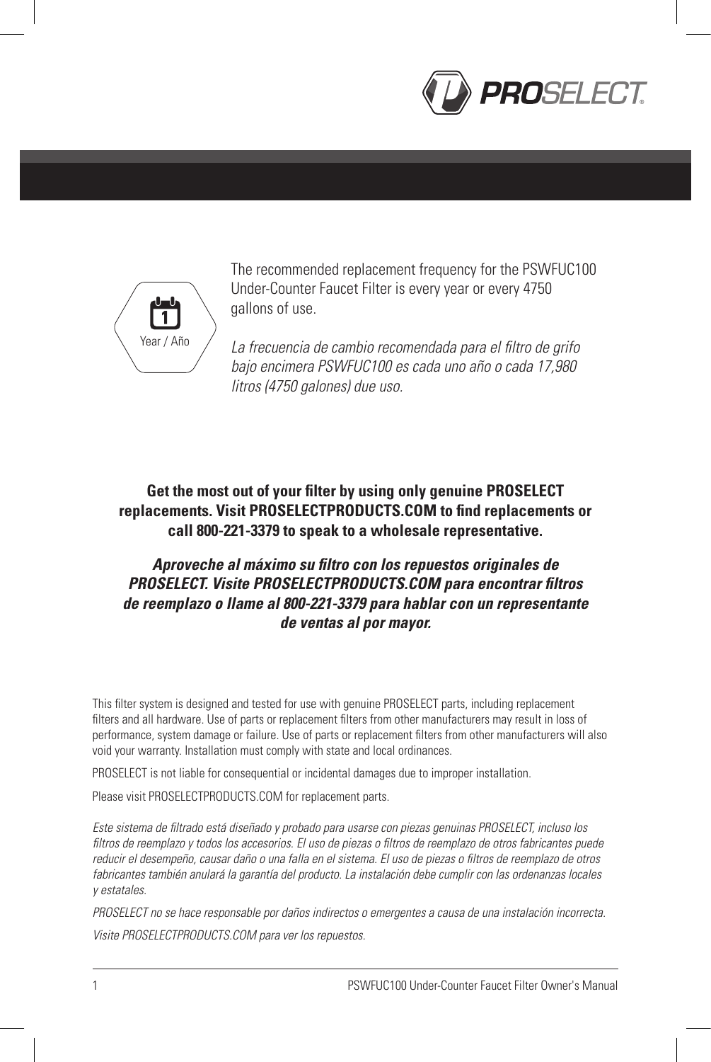Year / Año

The recommended replacement frequency for the PSWFUC100 Under-Counter Faucet Filter is every year or every 4750 gallons of use.

*La frecuencia de cambio recomendada para el filtro de grifo bajo encimera PSWFUC100 es cada uno año o cada 17,980 litros (4750 galones) due uso.*

**Get the most out of your filter by using only genuine PROSELECT replacements. Visit PROSELECTPRODUCTS.COM to find replacements or call 800-221-3379 to speak to a wholesale representative.**

***Aproveche al máximo su filtro con los repuestos originales de PROSELECT. Visite PROSELECTPRODUCTS.COM para encontrar filtros de reemplazo o llame al 800-221-3379 para hablar con un representante de ventas al por mayor.***

This filter system is designed and tested for use with genuine PROSELECT parts, including replacement filters and all hardware. Use of parts or replacement filters from other manufacturers may result in loss of performance, system damage or failure. Use of parts or replacement filters from other manufacturers will also void your warranty. Installation must comply with state and local ordinances.

PROSELECT is not liable for consequential or incidental damages due to improper installation.

Please visit PROSELECTPRODUCTS.COM for replacement parts.

*Este sistema de filtrado está diseñado y probado para usarse con piezas genuinas PROSELECT, incluso los filtros de reemplazo y todos los accesorios. El uso de piezas o filtros de reemplazo de otros fabricantes puede reducir el desempeño, causar daño o una falla en el sistema. El uso de piezas o filtros de reemplazo de otros fabricantes también anulará la garantía del producto. La instalación debe cumplir con las ordenanzas locales y estatales.*

*PROSELECT no se hace responsable por daños indirectos o emergentes a causa de una instalación incorrecta.*

*Visite PROSELECTPRODUCTS.COM para ver los repuestos.*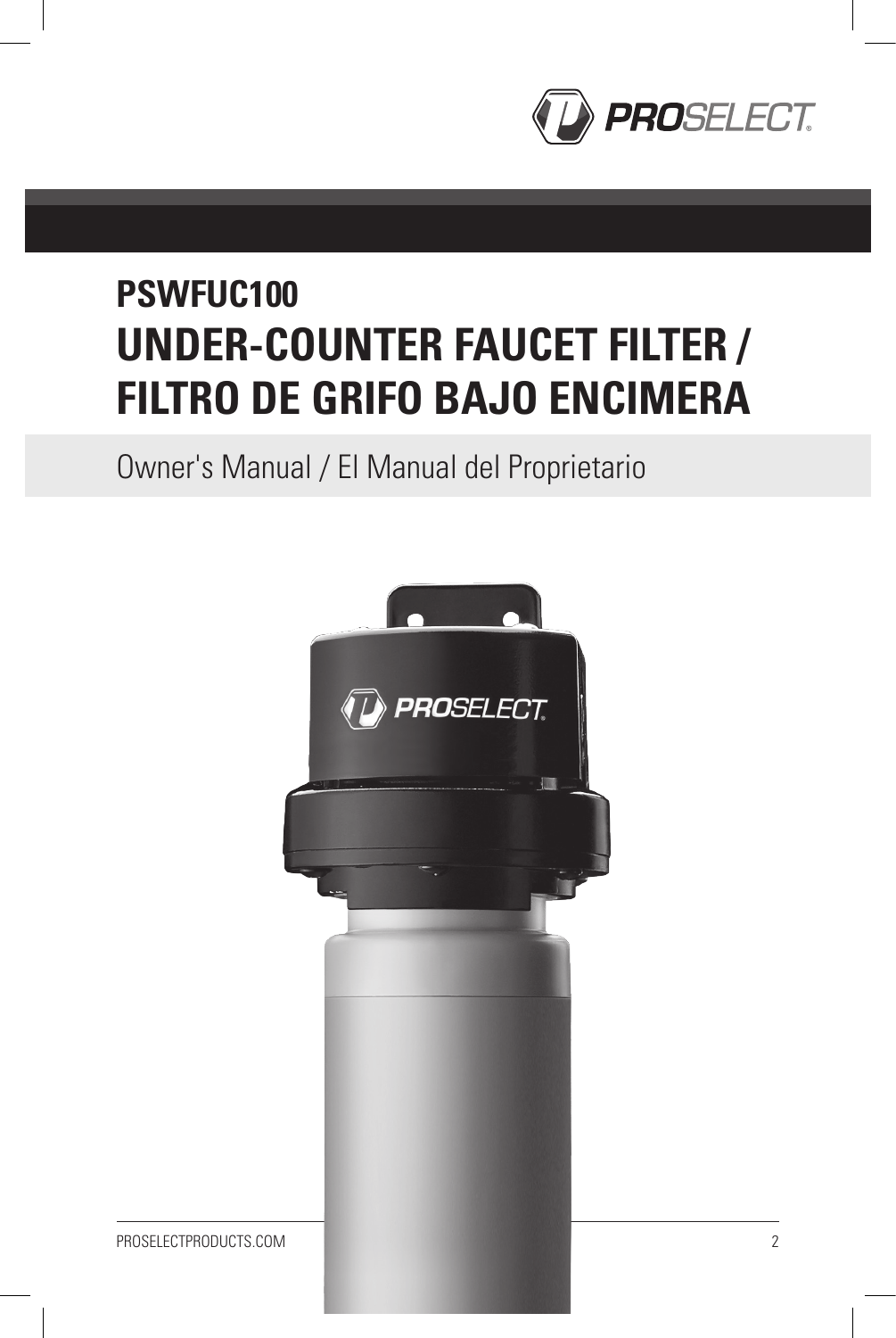# PSWFUC100

# UNDER-COUNTER FAUCET FILTER / FILTRO DE GRIFO BAJO ENCIMERA

Owner's Manual / El Manual del Proprietario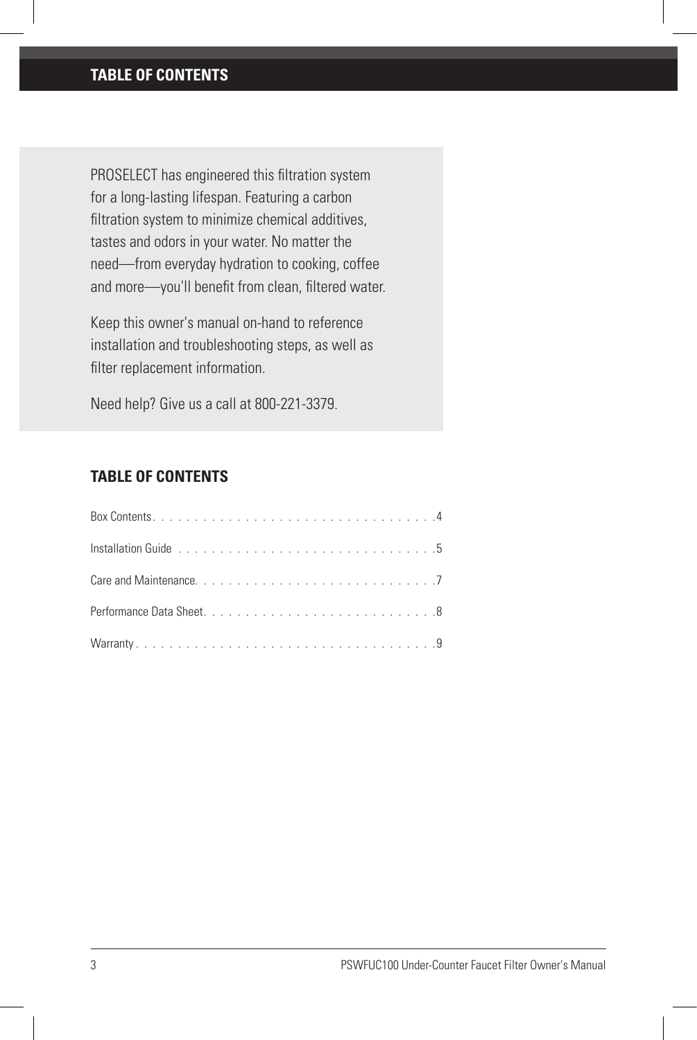# TABLE OF CONTENTS

PROSELECT has engineered this filtration system for a long-lasting lifespan. Featuring a carbon filtration system to minimize chemical additives, tastes and odors in your water. No matter the need—from everyday hydration to cooking, coffee and more—you'll benefit from clean, filtered water.

Keep this owner's manual on-hand to reference installation and troubleshooting steps, as well as filter replacement information.

Need help? Give us a call at 800-221-3379.

## TABLE OF CONTENTS

Box Contents . . . . . . . . . . . . . . . . . . . . . . . . . . . . . . . . . 4

Installation Guide . . . . . . . . . . . . . . . . . . . . . . . . . . . . . . 5

Care and Maintenance. . . . . . . . . . . . . . . . . . . . . . . . . . . . 7

Performance Data Sheet. . . . . . . . . . . . . . . . . . . . . . . . . . . 8

Warranty . . . . . . . . . . . . . . . . . . . . . . . . . . . . . . . . . . . 9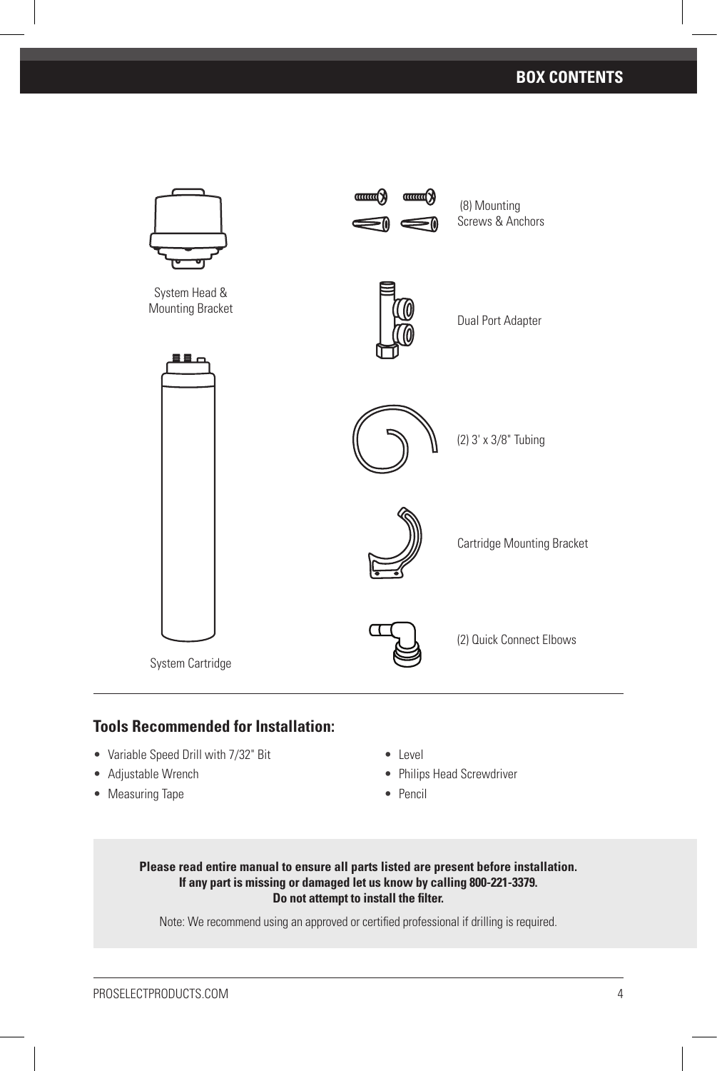## BOX CONTENTS

System Head & Mounting Bracket

System Cartridge

(8) Mounting Screws & Anchors

Dual Port Adapter

(2) 3' x 3/8" Tubing

Cartridge Mounting Bracket

(2) Quick Connect Elbows

### Tools Recommended for Installation:

- Variable Speed Drill with 7/32" Bit
- Adjustable Wrench
- Measuring Tape
- Level
- Philips Head Screwdriver
- Pencil

**Please read entire manual to ensure all parts listed are present before installation. If any part is missing or damaged let us know by calling 800-221-3379. Do not attempt to install the filter.**

Note: We recommend using an approved or certified professional if drilling is required.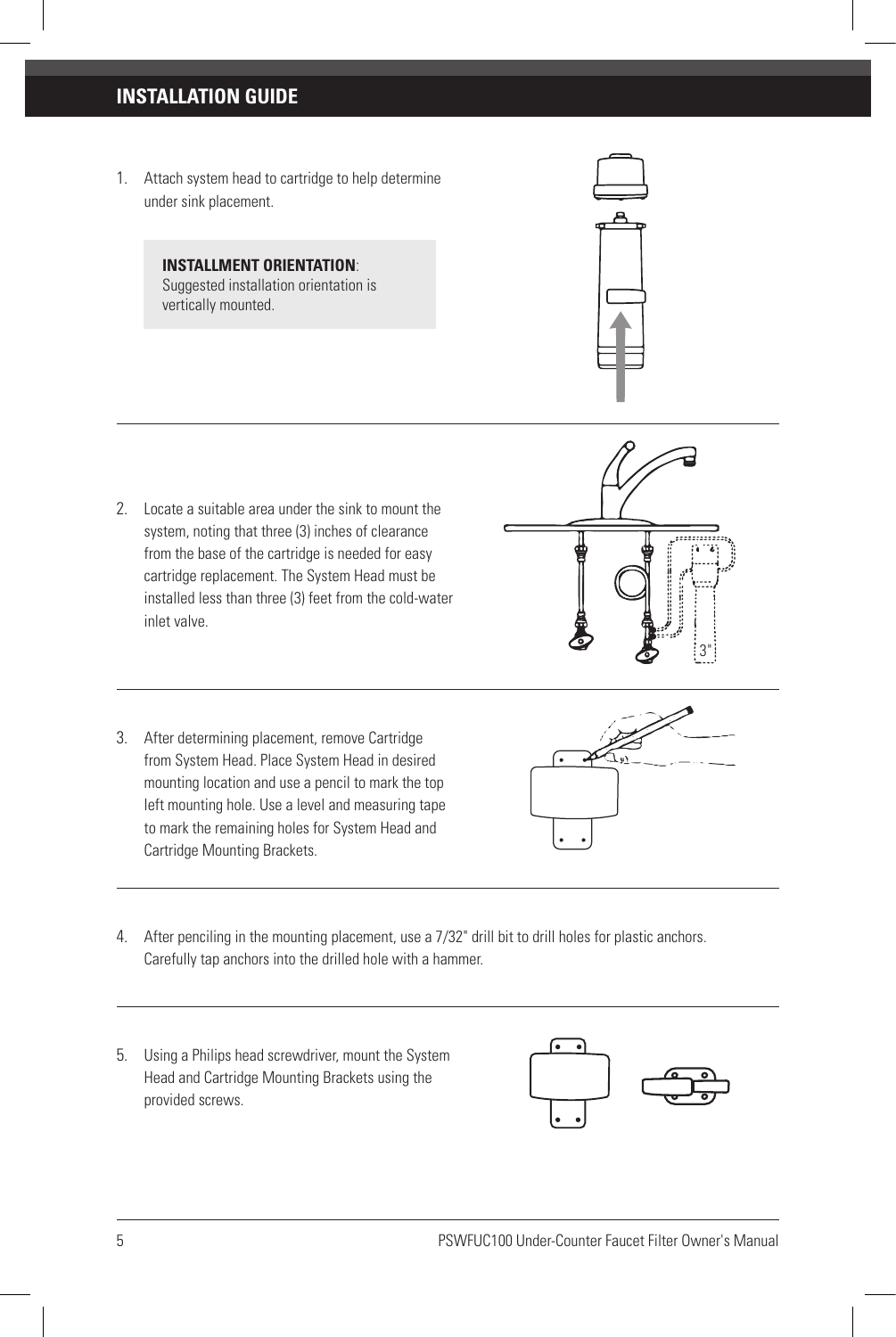## INSTALLATION GUIDE

1. Attach system head to cartridge to help determine under sink placement.

   **INSTALLMENT ORIENTATION**: Suggested installation orientation is vertically mounted.

2. Locate a suitable area under the sink to mount the system, noting that three (3) inches of clearance from the base of the cartridge is needed for easy cartridge replacement. The System Head must be installed less than three (3) feet from the cold-water inlet valve.

3. After determining placement, remove Cartridge from System Head. Place System Head in desired mounting location and use a pencil to mark the top left mounting hole. Use a level and measuring tape to mark the remaining holes for System Head and Cartridge Mounting Brackets.

4. After penciling in the mounting placement, use a 7/32" drill bit to drill holes for plastic anchors. Carefully tap anchors into the drilled hole with a hammer.

5. Using a Philips head screwdriver, mount the System Head and Cartridge Mounting Brackets using the provided screws.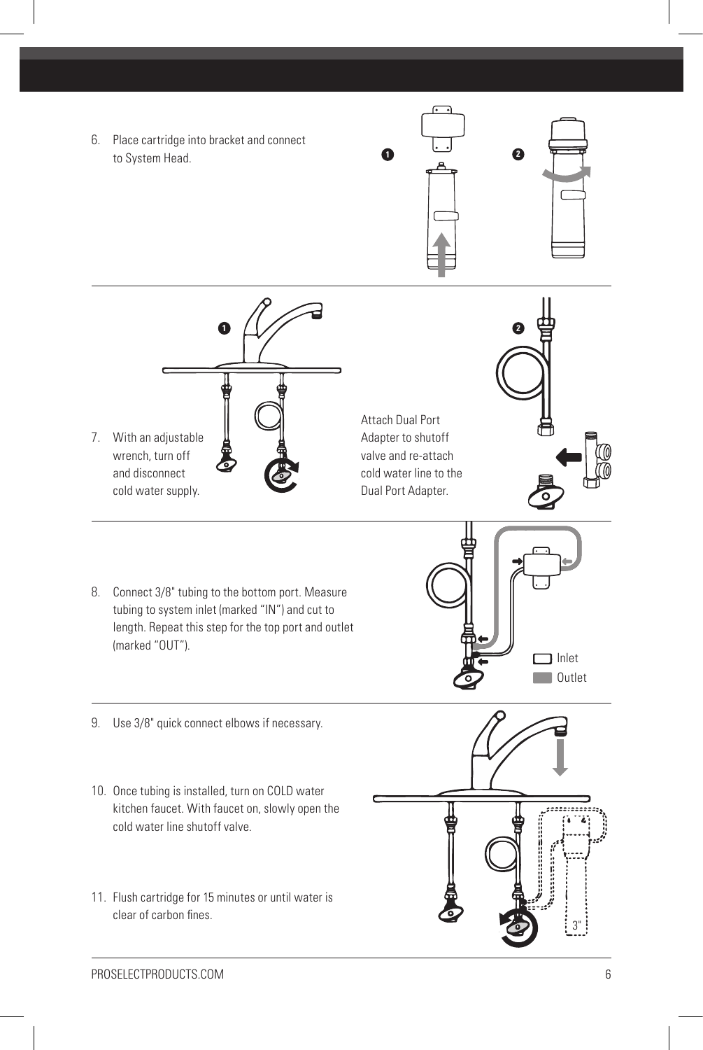6. Place cartridge into bracket and connect to System Head.

7. With an adjustable wrench, turn off and disconnect cold water supply.

Attach Dual Port Adapter to shutoff valve and re-attach cold water line to the Dual Port Adapter.

8. Connect 3/8" tubing to the bottom port. Measure tubing to system inlet (marked "IN") and cut to length. Repeat this step for the top port and outlet (marked "OUT").

Inlet

Outlet

9. Use 3/8" quick connect elbows if necessary.

10. Once tubing is installed, turn on COLD water kitchen faucet. With faucet on, slowly open the cold water line shutoff valve.

11. Flush cartridge for 15 minutes or until water is clear of carbon fines.

3"

PROSELECTPRODUCTS.COM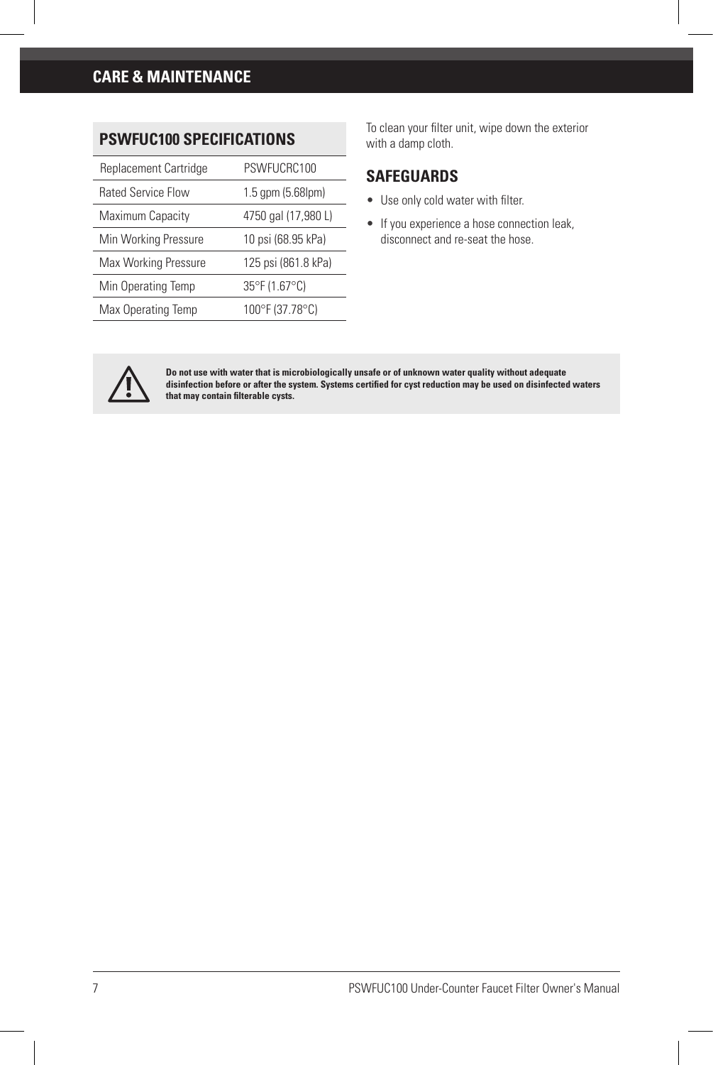# CARE & MAINTENANCE

## PSWFUC100 SPECIFICATIONS

| | |
|---|---|
| Replacement Cartridge | PSWFUCRC100 |
| Rated Service Flow | 1.5 gpm (5.68lpm) |
| Maximum Capacity | 4750 gal (17,980 L) |
| Min Working Pressure | 10 psi (68.95 kPa) |
| Max Working Pressure | 125 psi (861.8 kPa) |
| Min Operating Temp | 35°F (1.67°C) |
| Max Operating Temp | 100°F (37.78°C) |

To clean your filter unit, wipe down the exterior with a damp cloth.

## SAFEGUARDS

- Use only cold water with filter.
- If you experience a hose connection leak, disconnect and re-seat the hose.

**Do not use with water that is microbiologically unsafe or of unknown water quality without adequate disinfection before or after the system. Systems certified for cyst reduction may be used on disinfected waters that may contain filterable cysts.**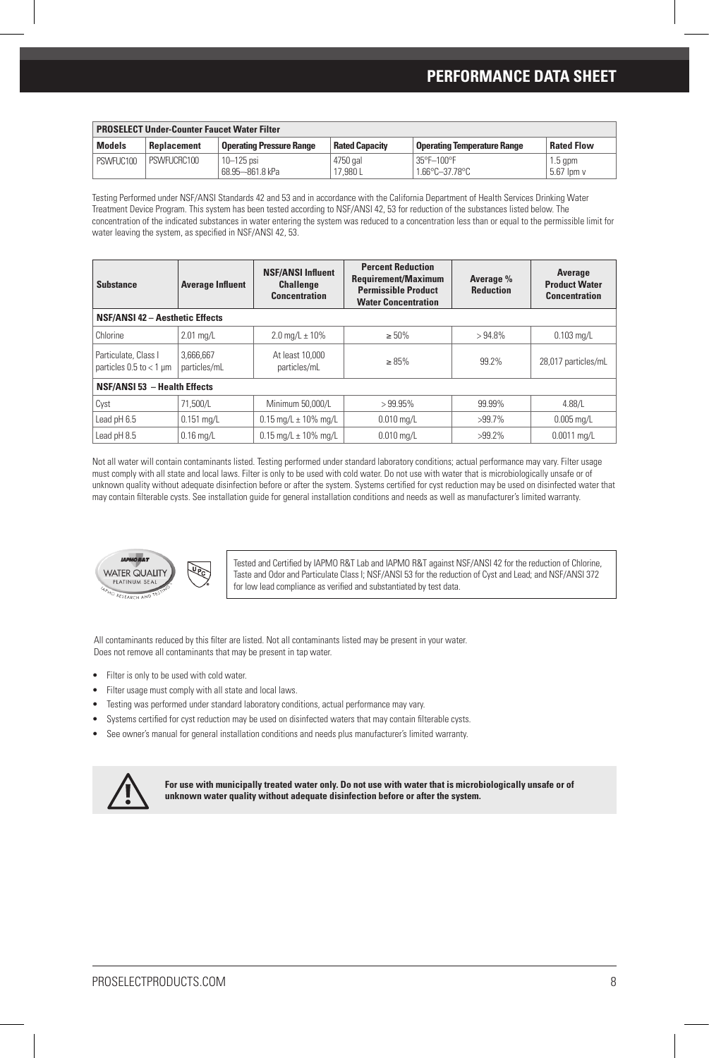# PERFORMANCE DATA SHEET

| PROSELECT Under-Counter Faucet Water Filter | | | | | |
|---|---|---|---|---|---|
| **Models** | **Replacement** | **Operating Pressure Range** | **Rated Capacity** | **Operating Temperature Range** | **Rated Flow** |
| PSWFUC100 | PSWFUCRC100 | 10–125 psi<br>68.95—861.8 kPa | 4750 gal<br>17,980 L | 35°F–100°F<br>1.66°C–37.78°C | 1.5 gpm<br>5.67 lpm v |

Testing Performed under NSF/ANSI Standards 42 and 53 and in accordance with the California Department of Health Services Drinking Water Treatment Device Program. This system has been tested according to NSF/ANSI 42, 53 for reduction of the substances listed below. The concentration of the indicated substances in water entering the system was reduced to a concentration less than or equal to the permissible limit for water leaving the system, as specified in NSF/ANSI 42, 53.

| Substance | Average Influent | NSF/ANSI Influent Challenge Concentration | Percent Reduction Requirement/Maximum Permissible Product Water Concentration | Average % Reduction | Average Product Water Concentration |
|---|---|---|---|---|---|
| **NSF/ANSI 42 – Aesthetic Effects** | | | | | |
| Chlorine | 2.01 mg/L | 2.0 mg/L ± 10% | ≥ 50% | > 94.8% | 0.103 mg/L |
| Particulate, Class I particles 0.5 to < 1 µm | 3,666,667 particles/mL | At least 10,000 particles/mL | ≥ 85% | 99.2% | 28,017 particles/mL |
| **NSF/ANSI 53 – Health Effects** | | | | | |
| Cyst | 71,500/L | Minimum 50,000/L | > 99.95% | 99.99% | 4.88/L |
| Lead pH 6.5 | 0.151 mg/L | 0.15 mg/L ± 10% mg/L | 0.010 mg/L | >99.7% | 0.005 mg/L |
| Lead pH 8.5 | 0.16 mg/L | 0.15 mg/L ± 10% mg/L | 0.010 mg/L | >99.2% | 0.0011 mg/L |

Not all water will contain contaminants listed. Testing performed under standard laboratory conditions; actual performance may vary. Filter usage must comply with all state and local laws. Filter is only to be used with cold water. Do not use with water that is microbiologically unsafe or of unknown quality without adequate disinfection before or after the system. Systems certified for cyst reduction may be used on disinfected water that may contain filterable cysts. See installation guide for general installation conditions and needs as well as manufacturer's limited warranty.

Tested and Certified by IAPMO R&T Lab and IAPMO R&T against NSF/ANSI 42 for the reduction of Chlorine, Taste and Odor and Particulate Class I; NSF/ANSI 53 for the reduction of Cyst and Lead; and NSF/ANSI 372 for low lead compliance as verified and substantiated by test data.

All contaminants reduced by this filter are listed. Not all contaminants listed may be present in your water. Does not remove all contaminants that may be present in tap water.

- Filter is only to be used with cold water.
- Filter usage must comply with all state and local laws.
- Testing was performed under standard laboratory conditions, actual performance may vary.
- Systems certified for cyst reduction may be used on disinfected waters that may contain filterable cysts.
- See owner's manual for general installation conditions and needs plus manufacturer's limited warranty.

**For use with municipally treated water only. Do not use with water that is microbiologically unsafe or of unknown water quality without adequate disinfection before or after the system.**

PROSELECTPRODUCTS.COM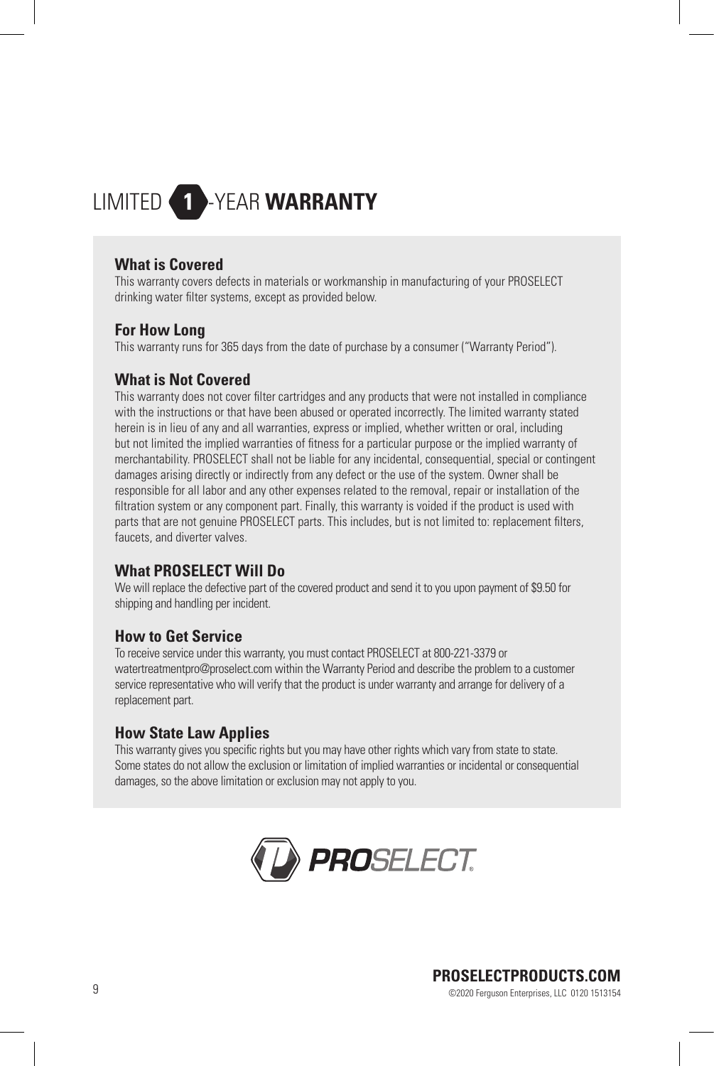# LIMITED 1-YEAR **WARRANTY**

### What is Covered

This warranty covers defects in materials or workmanship in manufacturing of your PROSELECT drinking water filter systems, except as provided below.

### For How Long

This warranty runs for 365 days from the date of purchase by a consumer ("Warranty Period").

### What is Not Covered

This warranty does not cover filter cartridges and any products that were not installed in compliance with the instructions or that have been abused or operated incorrectly. The limited warranty stated herein is in lieu of any and all warranties, express or implied, whether written or oral, including but not limited the implied warranties of fitness for a particular purpose or the implied warranty of merchantability. PROSELECT shall not be liable for any incidental, consequential, special or contingent damages arising directly or indirectly from any defect or the use of the system. Owner shall be responsible for all labor and any other expenses related to the removal, repair or installation of the filtration system or any component part. Finally, this warranty is voided if the product is used with parts that are not genuine PROSELECT parts. This includes, but is not limited to: replacement filters, faucets, and diverter valves.

### What PROSELECT Will Do

We will replace the defective part of the covered product and send it to you upon payment of $9.50 for shipping and handling per incident.

### How to Get Service

To receive service under this warranty, you must contact PROSELECT at 800-221-3379 or watertreatmentpro@proselect.com within the Warranty Period and describe the problem to a customer service representative who will verify that the product is under warranty and arrange for delivery of a replacement part.

### How State Law Applies

This warranty gives you specific rights but you may have other rights which vary from state to state. Some states do not allow the exclusion or limitation of implied warranties or incidental or consequential damages, so the above limitation or exclusion may not apply to you.

**PROSELECT**

**PROSELECTPRODUCTS.COM**

©2020 Ferguson Enterprises, LLC 0120 1513154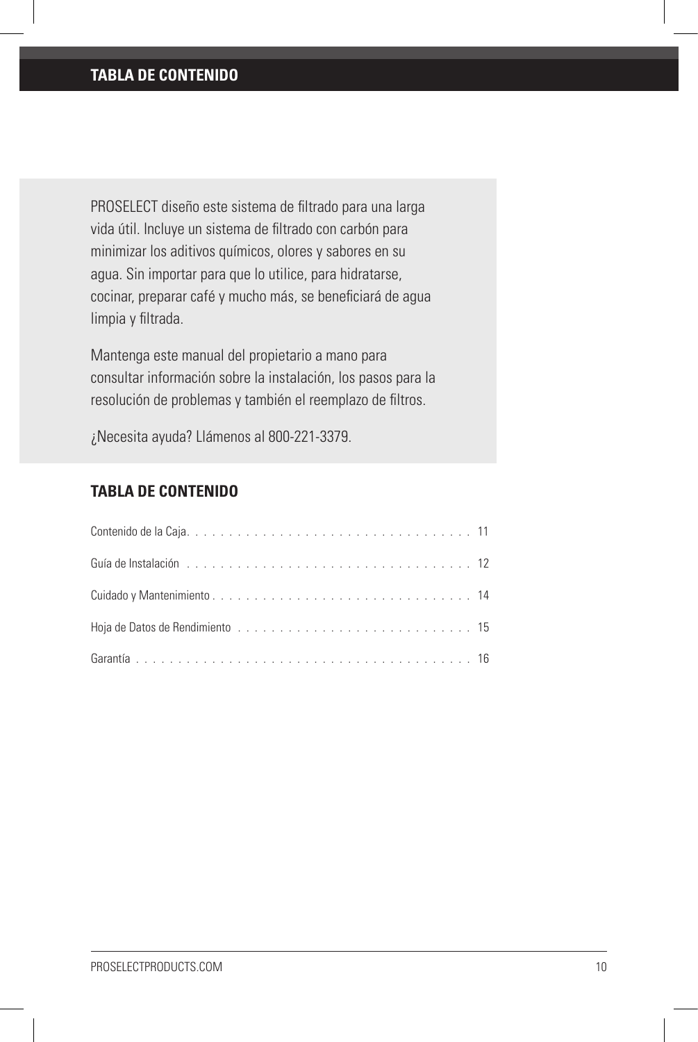# TABLA DE CONTENIDO

PROSELECT diseño este sistema de filtrado para una larga vida útil. Incluye un sistema de filtrado con carbón para minimizar los aditivos químicos, olores y sabores en su agua. Sin importar para que lo utilice, para hidratarse, cocinar, preparar café y mucho más, se beneficiará de agua limpia y filtrada.

Mantenga este manual del propietario a mano para consultar información sobre la instalación, los pasos para la resolución de problemas y también el reemplazo de filtros.

¿Necesita ayuda? Llámenos al 800-221-3379.

## TABLA DE CONTENIDO

Contenido de la Caja. . . . . . . . . . . . . . . . . . . . . . . . . . . . . . . . . . 11

Guía de Instalación . . . . . . . . . . . . . . . . . . . . . . . . . . . . . . . . . . 12

Cuidado y Mantenimiento . . . . . . . . . . . . . . . . . . . . . . . . . . . . . . . 14

Hoja de Datos de Rendimiento . . . . . . . . . . . . . . . . . . . . . . . . . . . . 15

Garantía . . . . . . . . . . . . . . . . . . . . . . . . . . . . . . . . . . . . . . . . . 16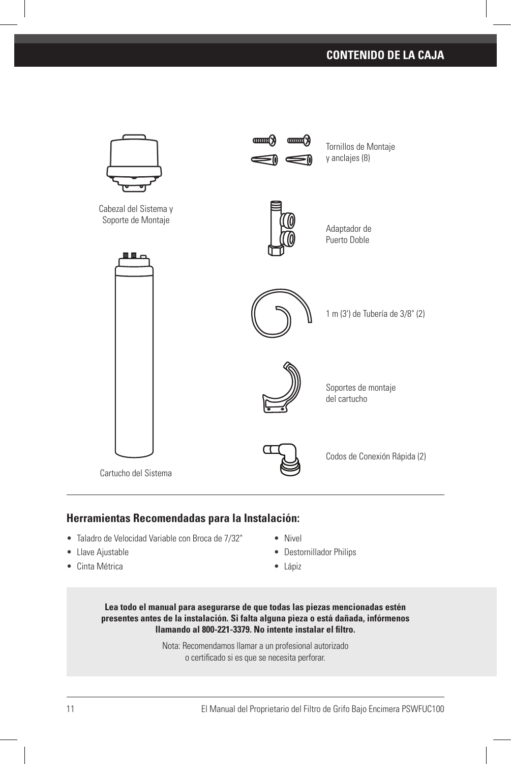## CONTENIDO DE LA CAJA

Cabezal del Sistema y Soporte de Montaje

Cartucho del Sistema

Tornillos de Montaje y anclajes (8)

Adaptador de Puerto Doble

1 m (3') de Tubería de 3/8" (2)

Soportes de montaje del cartucho

Codos de Conexión Rápida (2)

### Herramientas Recomendadas para la Instalación:

- Taladro de Velocidad Variable con Broca de 7/32"
- Llave Ajustable
- Cinta Métrica
- Nivel
- Destornillador Philips
- Lápiz

**Lea todo el manual para asegurarse de que todas las piezas mencionadas estén presentes antes de la instalación. Si falta alguna pieza o está dañada, infórmenos llamando al 800-221-3379. No intente instalar el filtro.**

Nota: Recomendamos llamar a un profesional autorizado o certificado si es que se necesita perforar.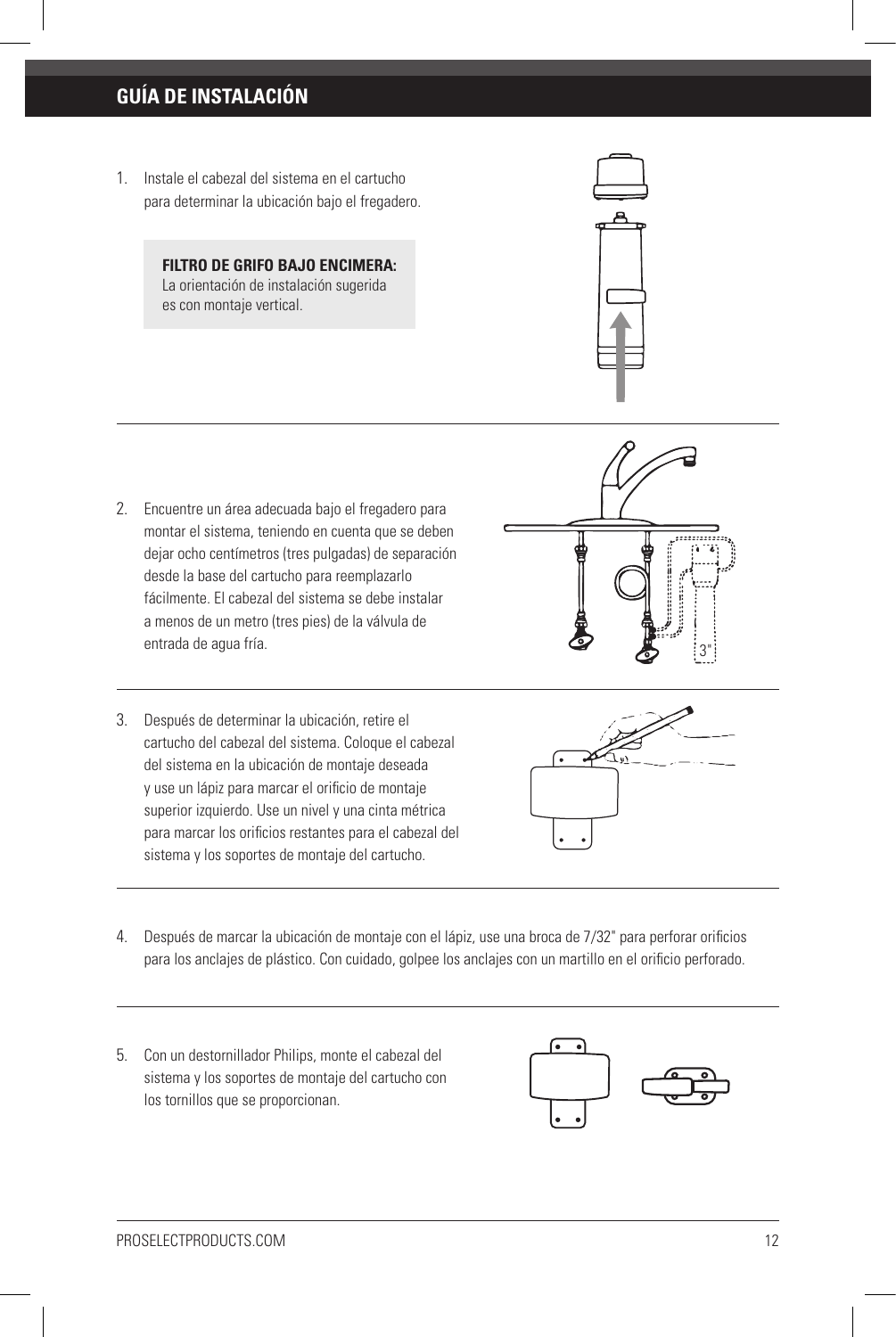## GUÍA DE INSTALACIÓN

1. Instale el cabezal del sistema en el cartucho para determinar la ubicación bajo el fregadero.

   **FILTRO DE GRIFO BAJO ENCIMERA:**
   La orientación de instalación sugerida es con montaje vertical.

2. Encuentre un área adecuada bajo el fregadero para montar el sistema, teniendo en cuenta que se deben dejar ocho centímetros (tres pulgadas) de separación desde la base del cartucho para reemplazarlo fácilmente. El cabezal del sistema se debe instalar a menos de un metro (tres pies) de la válvula de entrada de agua fría.

3. Después de determinar la ubicación, retire el cartucho del cabezal del sistema. Coloque el cabezal del sistema en la ubicación de montaje deseada y use un lápiz para marcar el orificio de montaje superior izquierdo. Use un nivel y una cinta métrica para marcar los orificios restantes para el cabezal del sistema y los soportes de montaje del cartucho.

4. Después de marcar la ubicación de montaje con el lápiz, use una broca de 7/32" para perforar orificios para los anclajes de plástico. Con cuidado, golpee los anclajes con un martillo en el orificio perforado.

5. Con un destornillador Philips, monte el cabezal del sistema y los soportes de montaje del cartucho con los tornillos que se proporcionan.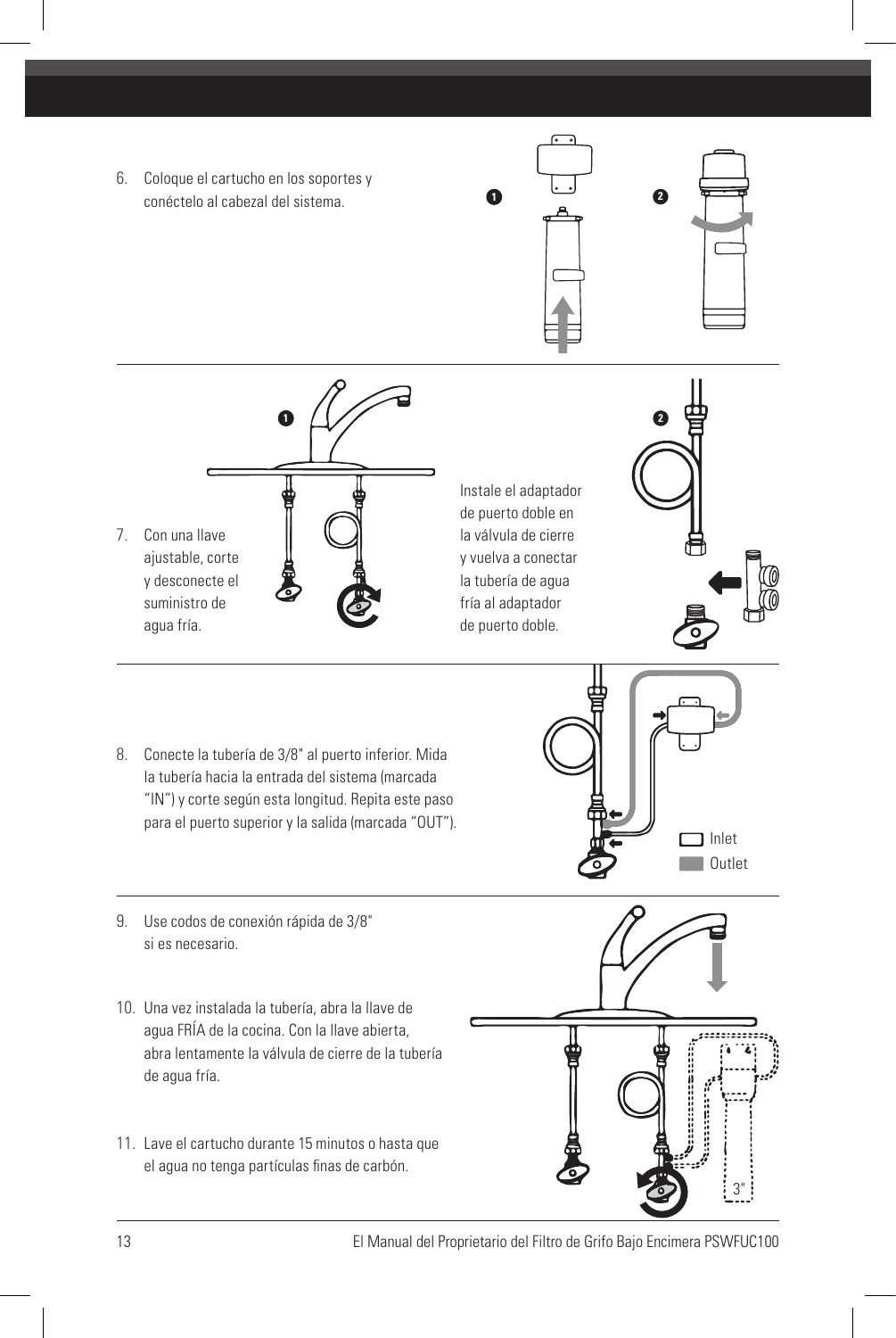6. Coloque el cartucho en los soportes y conéctelo al cabezal del sistema.

7. Con una llave ajustable, corte y desconecte el suministro de agua fría.

Instale el adaptador de puerto doble en la válvula de cierre y vuelva a conectar la tubería de agua fría al adaptador de puerto doble.

8. Conecte la tubería de 3/8" al puerto inferior. Mida la tubería hacia la entrada del sistema (marcada "IN") y corte según esta longitud. Repita este paso para el puerto superior y la salida (marcada "OUT").

Inlet

Outlet

9. Use codos de conexión rápida de 3/8" si es necesario.

10. Una vez instalada la tubería, abra la llave de agua FRÍA de la cocina. Con la llave abierta, abra lentamente la válvula de cierre de la tubería de agua fría.

11. Lave el cartucho durante 15 minutos o hasta que el agua no tenga partículas finas de carbón.

3"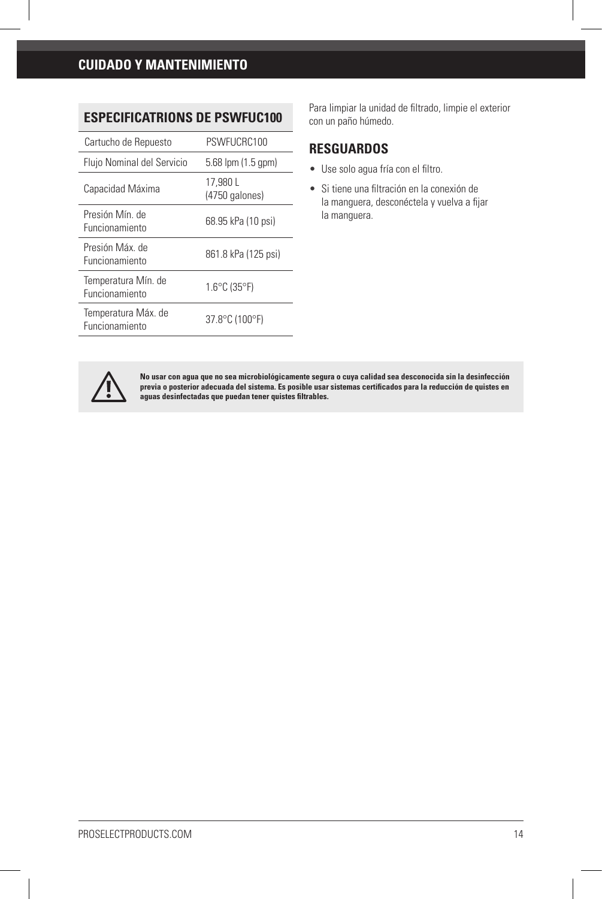# CUIDADO Y MANTENIMIENTO

## ESPECIFICATRIONS DE PSWFUC100

| | |
|---|---|
| Cartucho de Repuesto | PSWFUCRC100 |
| Flujo Nominal del Servicio | 5.68 lpm (1.5 gpm) |
| Capacidad Máxima | 17,980 L (4750 galones) |
| Presión Mín. de Funcionamiento | 68.95 kPa (10 psi) |
| Presión Máx. de Funcionamiento | 861.8 kPa (125 psi) |
| Temperatura Mín. de Funcionamiento | 1.6°C (35°F) |
| Temperatura Máx. de Funcionamiento | 37.8°C (100°F) |

Para limpiar la unidad de filtrado, limpie el exterior con un paño húmedo.

## RESGUARDOS

- Use solo agua fría con el filtro.
- Si tiene una filtración en la conexión de la manguera, desconéctela y vuelva a fijar la manguera.

**No usar con agua que no sea microbiológicamente segura o cuya calidad sea desconocida sin la desinfección previa o posterior adecuada del sistema. Es posible usar sistemas certificados para la reducción de quistes en aguas desinfectadas que puedan tener quistes filtrables.**

PROSELECTPRODUCTS.COM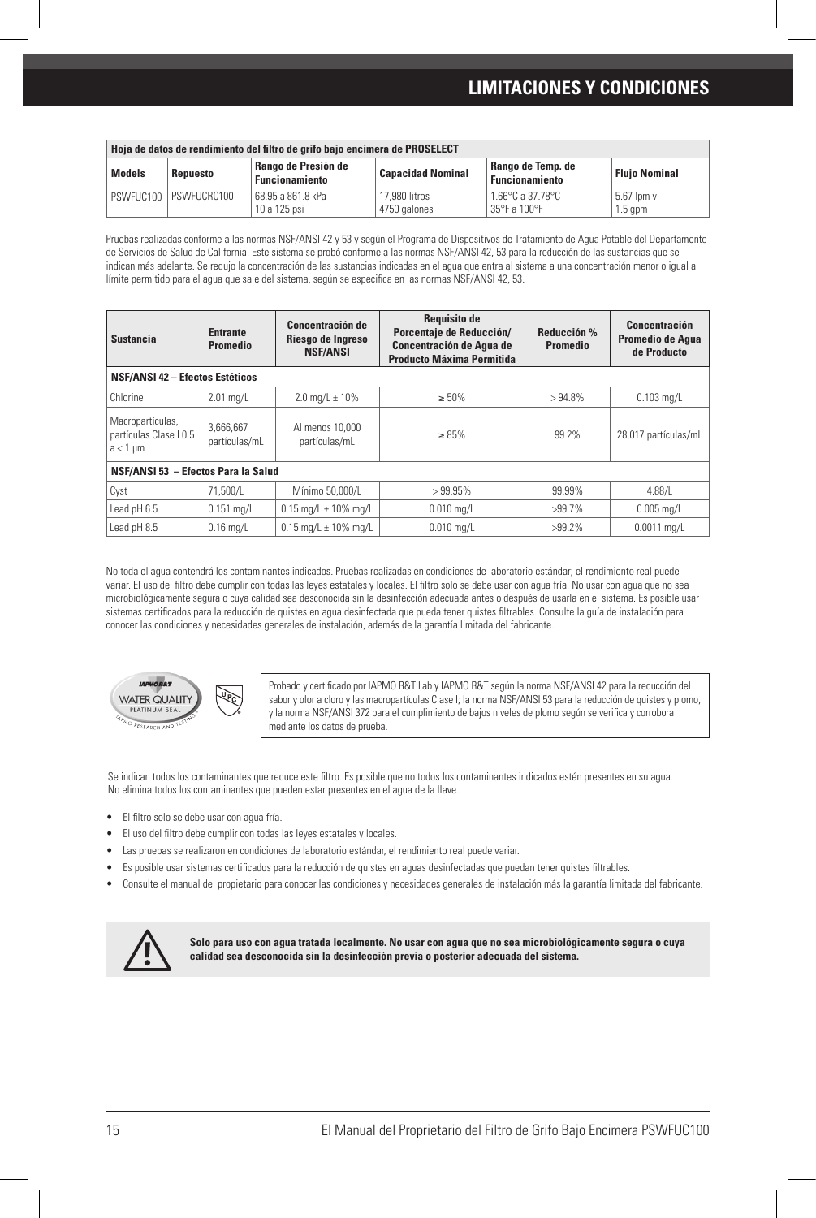# LIMITACIONES Y CONDICIONES

| Hoja de datos de rendimiento del filtro de grifo bajo encimera de PROSELECT | | | | | |
|---|---|---|---|---|---|
| **Models** | **Repuesto** | **Rango de Presión de Funcionamiento** | **Capacidad Nominal** | **Rango de Temp. de Funcionamiento** | **Flujo Nominal** |
| PSWFUC100 | PSWFUCRC100 | 68.95 a 861.8 kPa<br>10 a 125 psi | 17,980 litros<br>4750 galones | 1.66°C a 37.78°C<br>35°F a 100°F | 5.67 lpm v<br>1.5 gpm |

Pruebas realizadas conforme a las normas NSF/ANSI 42 y 53 y según el Programa de Dispositivos de Tratamiento de Agua Potable del Departamento de Servicios de Salud de California. Este sistema se probó conforme a las normas NSF/ANSI 42, 53 para la reducción de las sustancias que se indican más adelante. Se redujo la concentración de las sustancias indicadas en el agua que entra al sistema a una concentración menor o igual al límite permitido para el agua que sale del sistema, según se especifica en las normas NSF/ANSI 42, 53.

| Sustancia | Entrante Promedio | Concentración de Riesgo de Ingreso NSF/ANSI | Requisito de Porcentaje de Reducción/ Concentración de Agua de Producto Máxima Permitida | Reducción % Promedio | Concentración Promedio de Agua de Producto |
|---|---|---|---|---|---|
| **NSF/ANSI 42 – Efectos Estéticos** | | | | | |
| Chlorine | 2.01 mg/L | 2.0 mg/L ± 10% | ≥ 50% | > 94.8% | 0.103 mg/L |
| Macropartículas, partículas Clase I 0.5 a < 1 µm | 3,666,667 partículas/mL | Al menos 10,000 partículas/mL | ≥ 85% | 99.2% | 28,017 partículas/mL |
| **NSF/ANSI 53 – Efectos Para la Salud** | | | | | |
| Cyst | 71,500/L | Mínimo 50,000/L | > 99.95% | 99.99% | 4.88/L |
| Lead pH 6.5 | 0.151 mg/L | 0.15 mg/L ± 10% mg/L | 0.010 mg/L | >99.7% | 0.005 mg/L |
| Lead pH 8.5 | 0.16 mg/L | 0.15 mg/L ± 10% mg/L | 0.010 mg/L | >99.2% | 0.0011 mg/L |

No toda el agua contendrá los contaminantes indicados. Pruebas realizadas en condiciones de laboratorio estándar; el rendimiento real puede variar. El uso del filtro debe cumplir con todas las leyes estatales y locales. El filtro solo se debe usar con agua fría. No usar con agua que no sea microbiológicamente segura o cuya calidad sea desconocida sin la desinfección adecuada antes o después de usarla en el sistema. Es posible usar sistemas certificados para la reducción de quistes en agua desinfectada que pueda tener quistes filtrables. Consulte la guía de instalación para conocer las condiciones y necesidades generales de instalación, además de la garantía limitada del fabricante.

IAPMO R&T WATER QUALITY PLATINUM SEAL — IAPMO RESEARCH AND TESTING

UPC

Probado y certificado por IAPMO R&T Lab y IAPMO R&T según la norma NSF/ANSI 42 para la reducción del sabor y olor a cloro y las macropartículas Clase I; la norma NSF/ANSI 53 para la reducción de quistes y plomo, y la norma NSF/ANSI 372 para el cumplimiento de bajos niveles de plomo según se verifica y corrobora mediante los datos de prueba.

Se indican todos los contaminantes que reduce este filtro. Es posible que no todos los contaminantes indicados estén presentes en su agua. No elimina todos los contaminantes que pueden estar presentes en el agua de la llave.

- El filtro solo se debe usar con agua fría.
- El uso del filtro debe cumplir con todas las leyes estatales y locales.
- Las pruebas se realizaron en condiciones de laboratorio estándar, el rendimiento real puede variar.
- Es posible usar sistemas certificados para la reducción de quistes en aguas desinfectadas que puedan tener quistes filtrables.
- Consulte el manual del propietario para conocer las condiciones y necesidades generales de instalación más la garantía limitada del fabricante.

**Solo para uso con agua tratada localmente. No usar con agua que no sea microbiológicamente segura o cuya calidad sea desconocida sin la desinfección previa o posterior adecuada del sistema.**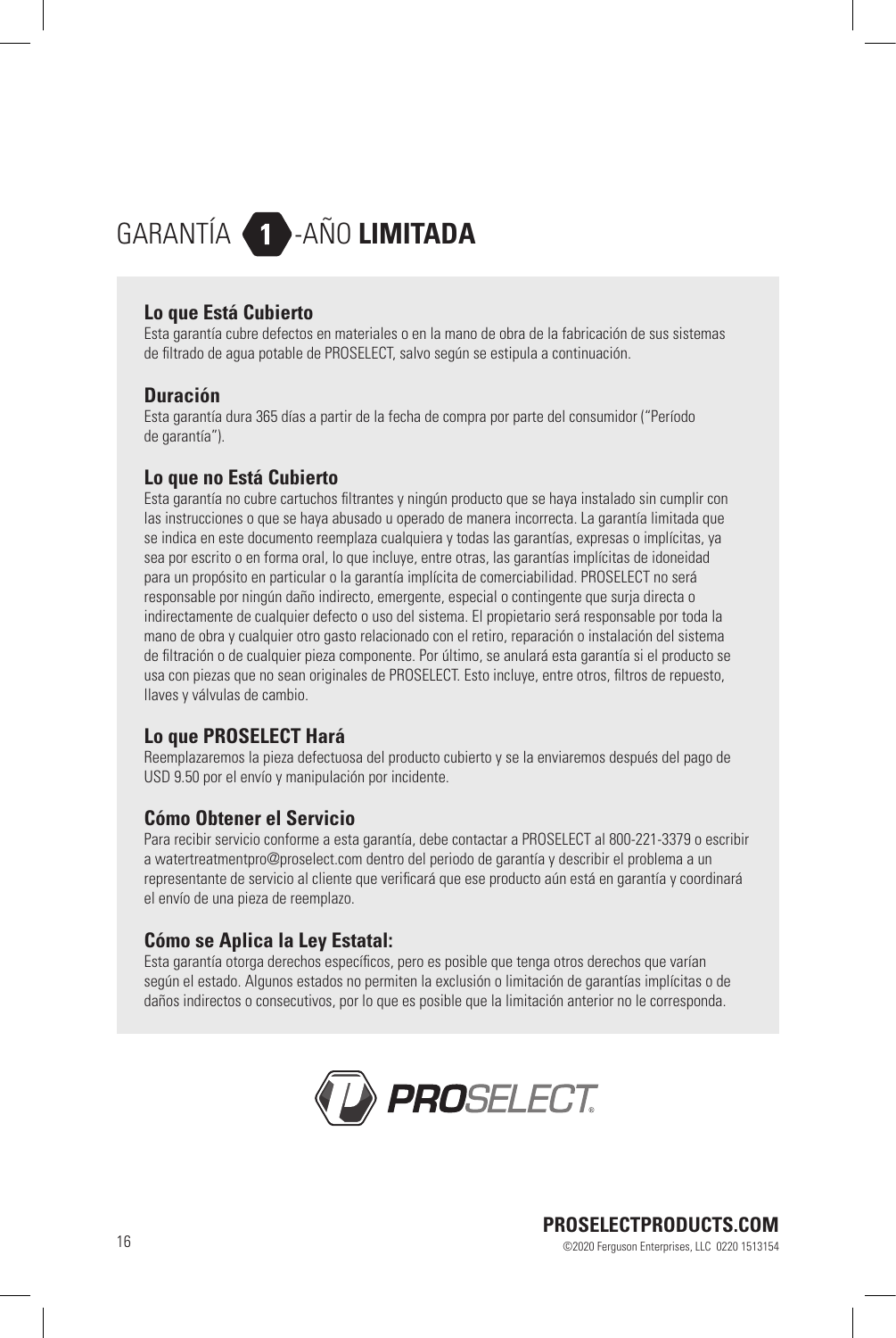# GARANTÍA 1-AÑO **LIMITADA**

### Lo que Está Cubierto

Esta garantía cubre defectos en materiales o en la mano de obra de la fabricación de sus sistemas de filtrado de agua potable de PROSELECT, salvo según se estipula a continuación.

### Duración

Esta garantía dura 365 días a partir de la fecha de compra por parte del consumidor ("Período de garantía").

### Lo que no Está Cubierto

Esta garantía no cubre cartuchos filtrantes y ningún producto que se haya instalado sin cumplir con las instrucciones o que se haya abusado u operado de manera incorrecta. La garantía limitada que se indica en este documento reemplaza cualquiera y todas las garantías, expresas o implícitas, ya sea por escrito o en forma oral, lo que incluye, entre otras, las garantías implícitas de idoneidad para un propósito en particular o la garantía implícita de comerciabilidad. PROSELECT no será responsable por ningún daño indirecto, emergente, especial o contingente que surja directa o indirectamente de cualquier defecto o uso del sistema. El propietario será responsable por toda la mano de obra y cualquier otro gasto relacionado con el retiro, reparación o instalación del sistema de filtración o de cualquier pieza componente. Por último, se anulará esta garantía si el producto se usa con piezas que no sean originales de PROSELECT. Esto incluye, entre otros, filtros de repuesto, llaves y válvulas de cambio.

### Lo que PROSELECT Hará

Reemplazaremos la pieza defectuosa del producto cubierto y se la enviaremos después del pago de USD 9.50 por el envío y manipulación por incidente.

### Cómo Obtener el Servicio

Para recibir servicio conforme a esta garantía, debe contactar a PROSELECT al 800-221-3379 o escribir a watertreatmentpro@proselect.com dentro del periodo de garantía y describir el problema a un representante de servicio al cliente que verificará que ese producto aún está en garantía y coordinará el envío de una pieza de reemplazo.

### Cómo se Aplica la Ley Estatal:

Esta garantía otorga derechos específicos, pero es posible que tenga otros derechos que varían según el estado. Algunos estados no permiten la exclusión o limitación de garantías implícitas o de daños indirectos o consecuentes, por lo que es posible que la limitación anterior no le corresponda.

PROSELECT®

**PROSELECTPRODUCTS.COM**

©2020 Ferguson Enterprises, LLC 0220 1513154